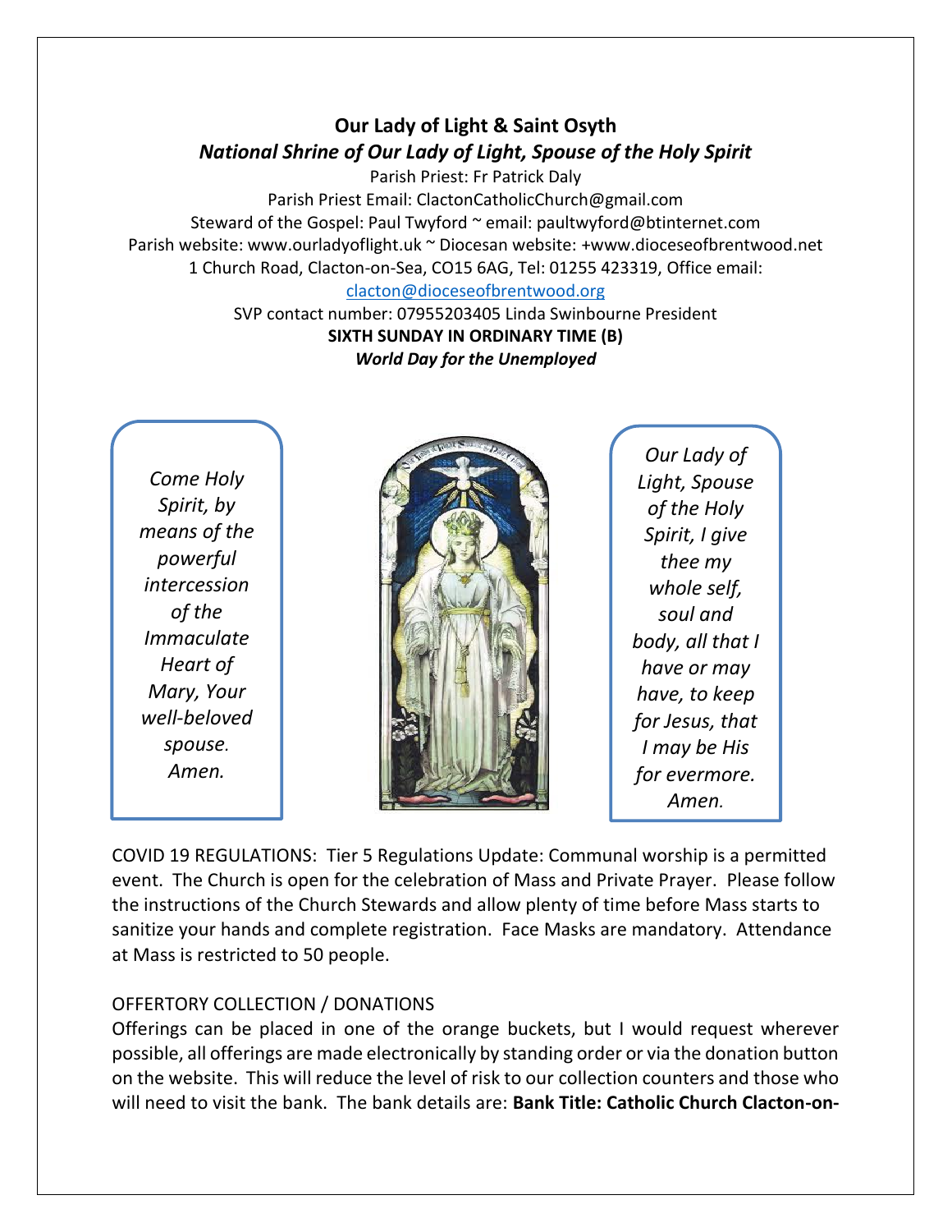# Our Lady of Light & Saint Osyth

***National Shrine of Our Lady of Light, Spouse of the Holy Spirit***

Parish Priest: Fr Patrick Daly
Parish Priest Email: ClactonCatholicChurch@gmail.com
Steward of the Gospel: Paul Twyford ~ email: paultwyford@btinternet.com
Parish website: www.ourladyoflight.uk ~ Diocesan website: +www.dioceseofbrentwood.net
1 Church Road, Clacton-on-Sea, CO15 6AG, Tel: 01255 423319, Office email: clacton@dioceseofbrentwood.org
SVP contact number: 07955203405 Linda Swinbourne President

**SIXTH SUNDAY IN ORDINARY TIME (B)**

***World Day for the Unemployed***

*Come Holy Spirit, by means of the powerful intercession of the Immaculate Heart of Mary, Your well-beloved spouse. Amen.*

*Our Lady of Light, Spouse of the Holy Spirit, I give thee my whole self, soul and body, all that I have or may have, to keep for Jesus, that I may be His for evermore. Amen.*

COVID 19 REGULATIONS: Tier 5 Regulations Update: Communal worship is a permitted event. The Church is open for the celebration of Mass and Private Prayer. Please follow the instructions of the Church Stewards and allow plenty of time before Mass starts to sanitize your hands and complete registration. Face Masks are mandatory. Attendance at Mass is restricted to 50 people.

OFFERTORY COLLECTION / DONATIONS

Offerings can be placed in one of the orange buckets, but I would request wherever possible, all offerings are made electronically by standing order or via the donation button on the website. This will reduce the level of risk to our collection counters and those who will need to visit the bank. The bank details are: **Bank Title: Catholic Church Clacton-on-**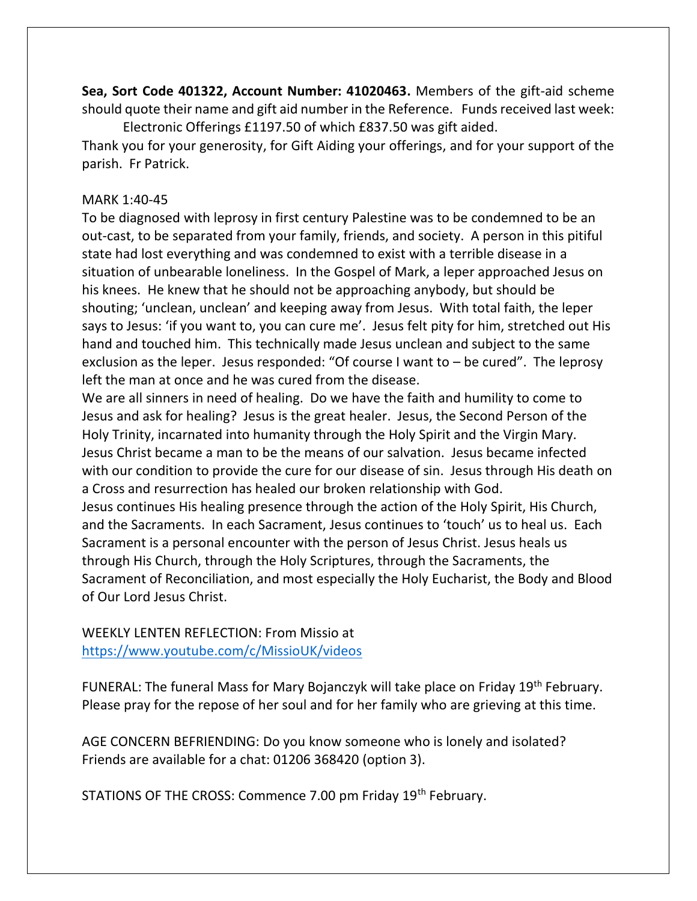**Sea, Sort Code 401322, Account Number: 41020463.** Members of the gift-aid scheme should quote their name and gift aid number in the Reference. Funds received last week:

Electronic Offerings £1197.50 of which £837.50 was gift aided.

Thank you for your generosity, for Gift Aiding your offerings, and for your support of the parish. Fr Patrick.

MARK 1:40-45

To be diagnosed with leprosy in first century Palestine was to be condemned to be an out-cast, to be separated from your family, friends, and society. A person in this pitiful state had lost everything and was condemned to exist with a terrible disease in a situation of unbearable loneliness. In the Gospel of Mark, a leper approached Jesus on his knees. He knew that he should not be approaching anybody, but should be shouting; 'unclean, unclean' and keeping away from Jesus. With total faith, the leper says to Jesus: 'if you want to, you can cure me'. Jesus felt pity for him, stretched out His hand and touched him. This technically made Jesus unclean and subject to the same exclusion as the leper. Jesus responded: "Of course I want to – be cured". The leprosy left the man at once and he was cured from the disease.

We are all sinners in need of healing. Do we have the faith and humility to come to Jesus and ask for healing? Jesus is the great healer. Jesus, the Second Person of the Holy Trinity, incarnated into humanity through the Holy Spirit and the Virgin Mary. Jesus Christ became a man to be the means of our salvation. Jesus became infected with our condition to provide the cure for our disease of sin. Jesus through His death on a Cross and resurrection has healed our broken relationship with God.

Jesus continues His healing presence through the action of the Holy Spirit, His Church, and the Sacraments. In each Sacrament, Jesus continues to 'touch' us to heal us. Each Sacrament is a personal encounter with the person of Jesus Christ. Jesus heals us through His Church, through the Holy Scriptures, through the Sacraments, the Sacrament of Reconciliation, and most especially the Holy Eucharist, the Body and Blood of Our Lord Jesus Christ.

WEEKLY LENTEN REFLECTION: From Missio at https://www.youtube.com/c/MissioUK/videos

FUNERAL: The funeral Mass for Mary Bojanczyk will take place on Friday 19th February. Please pray for the repose of her soul and for her family who are grieving at this time.

AGE CONCERN BEFRIENDING: Do you know someone who is lonely and isolated? Friends are available for a chat: 01206 368420 (option 3).

STATIONS OF THE CROSS: Commence 7.00 pm Friday 19th February.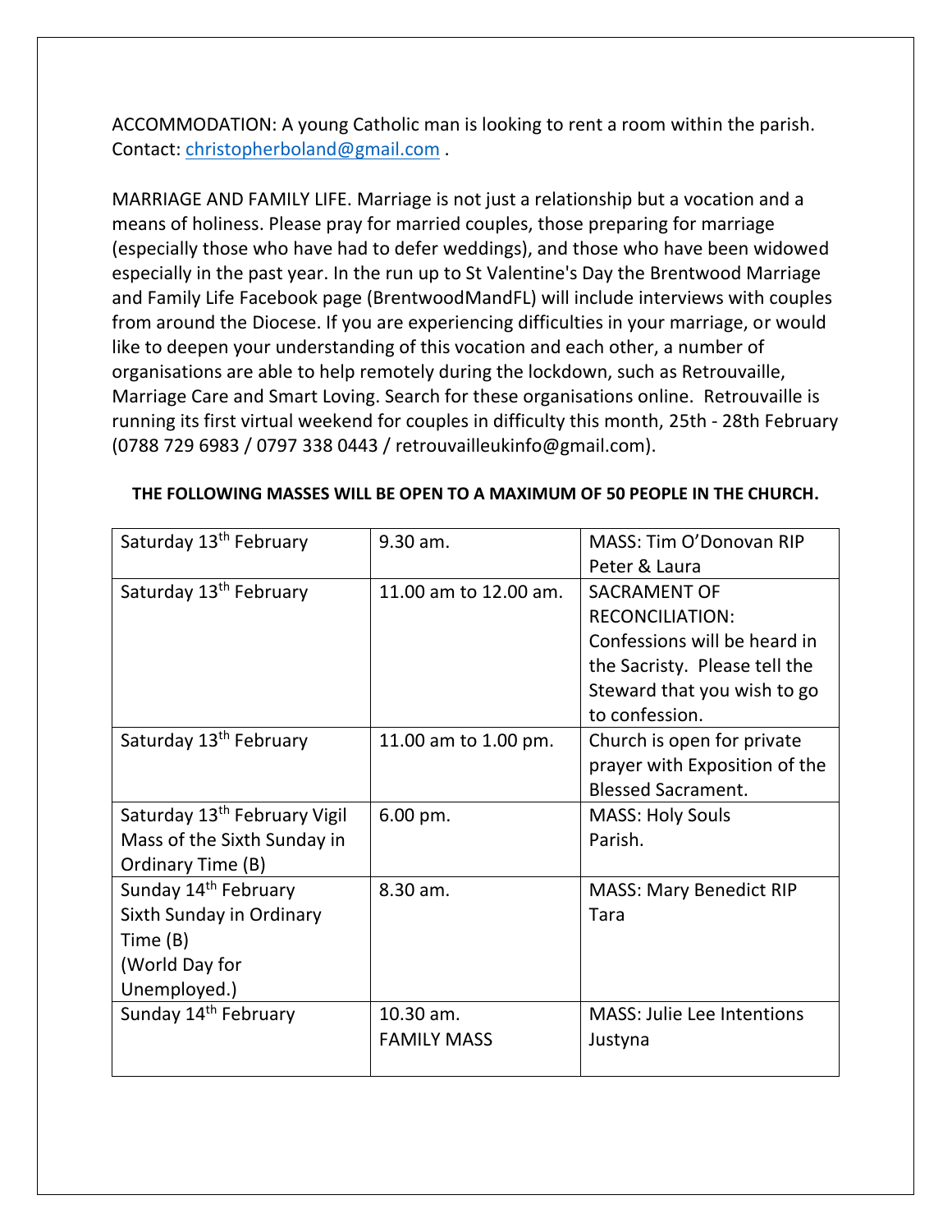ACCOMMODATION: A young Catholic man is looking to rent a room within the parish. Contact: christopherboland@gmail.com .

MARRIAGE AND FAMILY LIFE. Marriage is not just a relationship but a vocation and a means of holiness. Please pray for married couples, those preparing for marriage (especially those who have had to defer weddings), and those who have been widowed especially in the past year. In the run up to St Valentine's Day the Brentwood Marriage and Family Life Facebook page (BrentwoodMandFL) will include interviews with couples from around the Diocese. If you are experiencing difficulties in your marriage, or would like to deepen your understanding of this vocation and each other, a number of organisations are able to help remotely during the lockdown, such as Retrouvaille, Marriage Care and Smart Loving. Search for these organisations online. Retrouvaille is running its first virtual weekend for couples in difficulty this month, 25th - 28th February (0788 729 6983 / 0797 338 0443 / retrouvailleukinfo@gmail.com).

**THE FOLLOWING MASSES WILL BE OPEN TO A MAXIMUM OF 50 PEOPLE IN THE CHURCH.**

| | | |
|---|---|---|
| Saturday 13th February | 9.30 am. | MASS: Tim O'Donovan RIP<br>Peter & Laura |
| Saturday 13th February | 11.00 am to 12.00 am. | SACRAMENT OF RECONCILIATION: Confessions will be heard in the Sacristy. Please tell the Steward that you wish to go to confession. |
| Saturday 13th February | 11.00 am to 1.00 pm. | Church is open for private prayer with Exposition of the Blessed Sacrament. |
| Saturday 13th February Vigil Mass of the Sixth Sunday in Ordinary Time (B) | 6.00 pm. | MASS: Holy Souls<br>Parish. |
| Sunday 14th February Sixth Sunday in Ordinary Time (B)<br>(World Day for Unemployed.) | 8.30 am. | MASS: Mary Benedict RIP<br>Tara |
| Sunday 14th February | 10.30 am.<br>FAMILY MASS | MASS: Julie Lee Intentions<br>Justyna |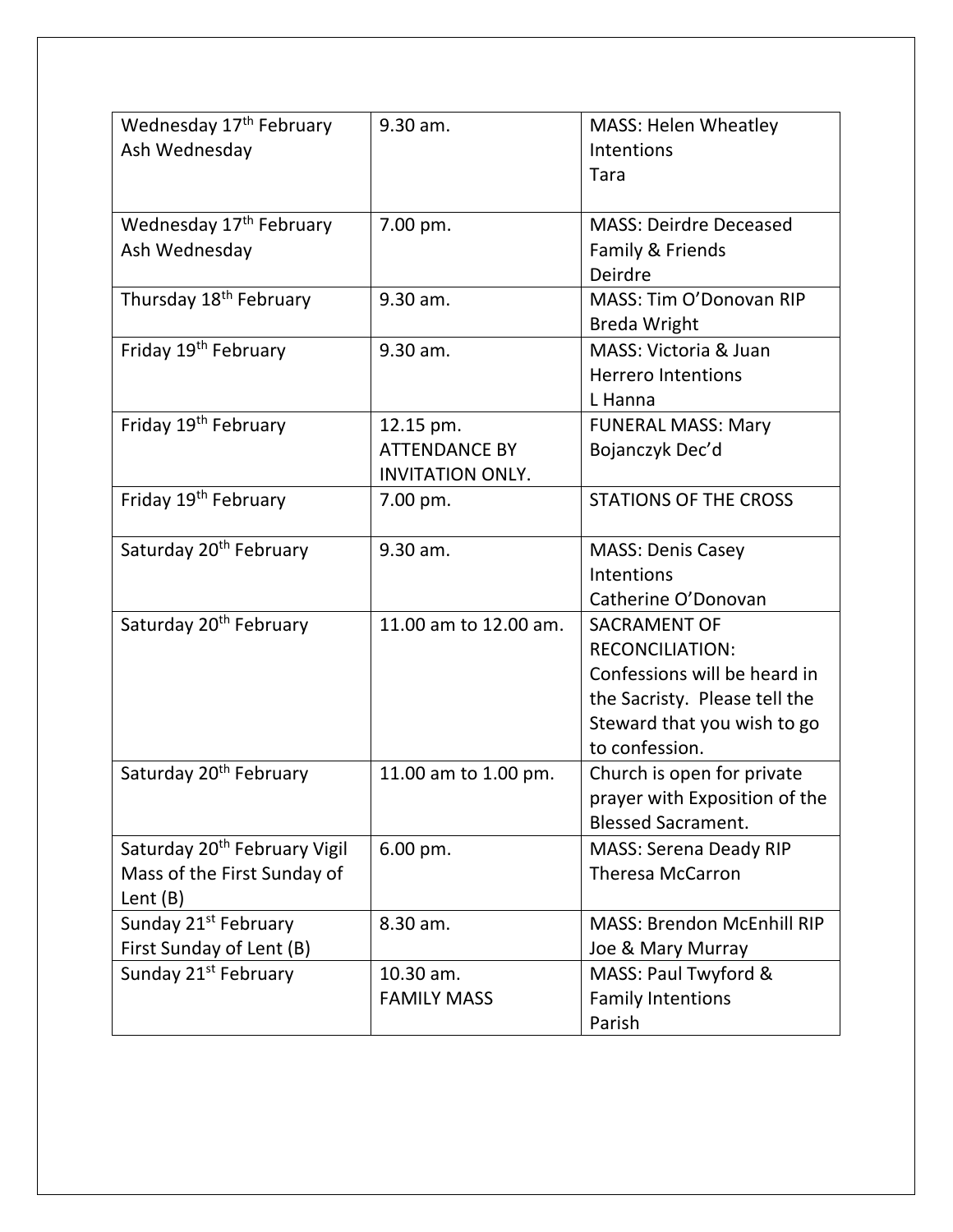| | | |
|---|---|---|
| Wednesday 17th February<br>Ash Wednesday | 9.30 am. | MASS: Helen Wheatley Intentions<br>Tara |
| Wednesday 17th February<br>Ash Wednesday | 7.00 pm. | MASS: Deirdre Deceased Family & Friends<br>Deirdre |
| Thursday 18th February | 9.30 am. | MASS: Tim O'Donovan RIP<br>Breda Wright |
| Friday 19th February | 9.30 am. | MASS: Victoria & Juan Herrero Intentions<br>L Hanna |
| Friday 19th February | 12.15 pm.<br>ATTENDANCE BY INVITATION ONLY. | FUNERAL MASS: Mary Bojanczyk Dec'd |
| Friday 19th February | 7.00 pm. | STATIONS OF THE CROSS |
| Saturday 20th February | 9.30 am. | MASS: Denis Casey Intentions<br>Catherine O'Donovan |
| Saturday 20th February | 11.00 am to 12.00 am. | SACRAMENT OF RECONCILIATION: Confessions will be heard in the Sacristy. Please tell the Steward that you wish to go to confession. |
| Saturday 20th February | 11.00 am to 1.00 pm. | Church is open for private prayer with Exposition of the Blessed Sacrament. |
| Saturday 20th February Vigil Mass of the First Sunday of Lent (B) | 6.00 pm. | MASS: Serena Deady RIP<br>Theresa McCarron |
| Sunday 21st February<br>First Sunday of Lent (B) | 8.30 am. | MASS: Brendon McEnhill RIP<br>Joe & Mary Murray |
| Sunday 21st February | 10.30 am.<br>FAMILY MASS | MASS: Paul Twyford & Family Intentions<br>Parish |